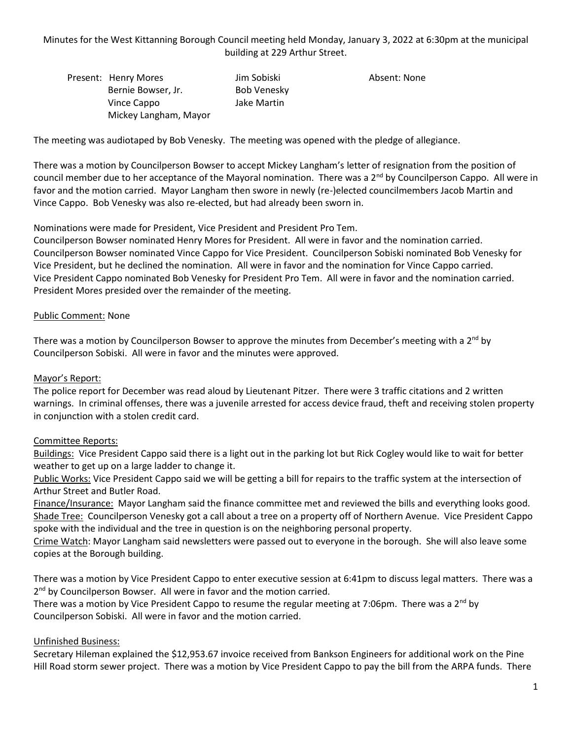Minutes for the West Kittanning Borough Council meeting held Monday, January 3, 2022 at 6:30pm at the municipal building at 229 Arthur Street.

Present: Henry Mores
Bernie Bowser, Jr.
Vince Cappo
Mickey Langham, Mayor
Jim Sobiski
Bob Venesky
Jake Martin

Absent: None

The meeting was audiotaped by Bob Venesky. The meeting was opened with the pledge of allegiance.

There was a motion by Councilperson Bowser to accept Mickey Langham's letter of resignation from the position of council member due to her acceptance of the Mayoral nomination. There was a 2nd by Councilperson Cappo. All were in favor and the motion carried. Mayor Langham then swore in newly (re-)elected councilmembers Jacob Martin and Vince Cappo. Bob Venesky was also re-elected, but had already been sworn in.

Nominations were made for President, Vice President and President Pro Tem.
Councilperson Bowser nominated Henry Mores for President. All were in favor and the nomination carried.
Councilperson Bowser nominated Vince Cappo for Vice President. Councilperson Sobiski nominated Bob Venesky for Vice President, but he declined the nomination. All were in favor and the nomination for Vince Cappo carried.
Vice President Cappo nominated Bob Venesky for President Pro Tem. All were in favor and the nomination carried.
President Mores presided over the remainder of the meeting.

Public Comment: None

There was a motion by Councilperson Bowser to approve the minutes from December's meeting with a 2nd by Councilperson Sobiski. All were in favor and the minutes were approved.

Mayor's Report:
The police report for December was read aloud by Lieutenant Pitzer. There were 3 traffic citations and 2 written warnings. In criminal offenses, there was a juvenile arrested for access device fraud, theft and receiving stolen property in conjunction with a stolen credit card.

Committee Reports:
Buildings: Vice President Cappo said there is a light out in the parking lot but Rick Cogley would like to wait for better weather to get up on a large ladder to change it.
Public Works: Vice President Cappo said we will be getting a bill for repairs to the traffic system at the intersection of Arthur Street and Butler Road.
Finance/Insurance: Mayor Langham said the finance committee met and reviewed the bills and everything looks good.
Shade Tree: Councilperson Venesky got a call about a tree on a property off of Northern Avenue. Vice President Cappo spoke with the individual and the tree in question is on the neighboring personal property.
Crime Watch: Mayor Langham said newsletters were passed out to everyone in the borough. She will also leave some copies at the Borough building.

There was a motion by Vice President Cappo to enter executive session at 6:41pm to discuss legal matters. There was a 2nd by Councilperson Bowser. All were in favor and the motion carried.
There was a motion by Vice President Cappo to resume the regular meeting at 7:06pm. There was a 2nd by Councilperson Sobiski. All were in favor and the motion carried.

Unfinished Business:
Secretary Hileman explained the $12,953.67 invoice received from Bankson Engineers for additional work on the Pine Hill Road storm sewer project. There was a motion by Vice President Cappo to pay the bill from the ARPA funds. There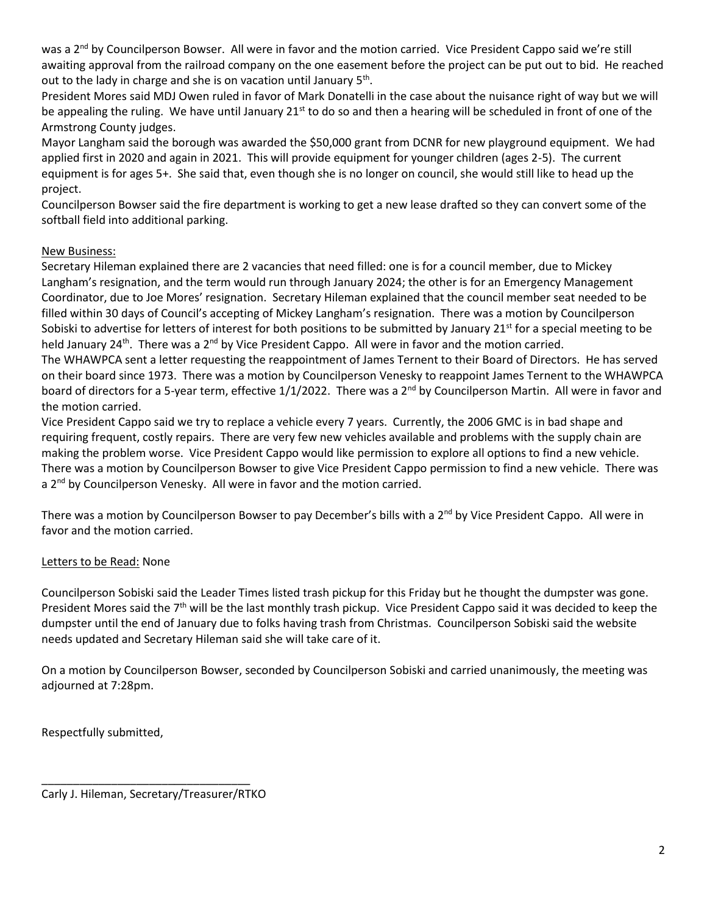was a 2nd by Councilperson Bowser. All were in favor and the motion carried. Vice President Cappo said we're still awaiting approval from the railroad company on the one easement before the project can be put out to bid. He reached out to the lady in charge and she is on vacation until January 5th.

President Mores said MDJ Owen ruled in favor of Mark Donatelli in the case about the nuisance right of way but we will be appealing the ruling. We have until January 21st to do so and then a hearing will be scheduled in front of one of the Armstrong County judges.

Mayor Langham said the borough was awarded the $50,000 grant from DCNR for new playground equipment. We had applied first in 2020 and again in 2021. This will provide equipment for younger children (ages 2-5). The current equipment is for ages 5+. She said that, even though she is no longer on council, she would still like to head up the project.

Councilperson Bowser said the fire department is working to get a new lease drafted so they can convert some of the softball field into additional parking.

New Business:

Secretary Hileman explained there are 2 vacancies that need filled: one is for a council member, due to Mickey Langham's resignation, and the term would run through January 2024; the other is for an Emergency Management Coordinator, due to Joe Mores' resignation. Secretary Hileman explained that the council member seat needed to be filled within 30 days of Council's accepting of Mickey Langham's resignation. There was a motion by Councilperson Sobiski to advertise for letters of interest for both positions to be submitted by January 21st for a special meeting to be held January 24th. There was a 2nd by Vice President Cappo. All were in favor and the motion carried.

The WHAWPCA sent a letter requesting the reappointment of James Ternent to their Board of Directors. He has served on their board since 1973. There was a motion by Councilperson Venesky to reappoint James Ternent to the WHAWPCA board of directors for a 5-year term, effective 1/1/2022. There was a 2nd by Councilperson Martin. All were in favor and the motion carried.

Vice President Cappo said we try to replace a vehicle every 7 years. Currently, the 2006 GMC is in bad shape and requiring frequent, costly repairs. There are very few new vehicles available and problems with the supply chain are making the problem worse. Vice President Cappo would like permission to explore all options to find a new vehicle. There was a motion by Councilperson Bowser to give Vice President Cappo permission to find a new vehicle. There was a 2nd by Councilperson Venesky. All were in favor and the motion carried.

There was a motion by Councilperson Bowser to pay December's bills with a 2nd by Vice President Cappo. All were in favor and the motion carried.

Letters to be Read: None

Councilperson Sobiski said the Leader Times listed trash pickup for this Friday but he thought the dumpster was gone. President Mores said the 7th will be the last monthly trash pickup. Vice President Cappo said it was decided to keep the dumpster until the end of January due to folks having trash from Christmas. Councilperson Sobiski said the website needs updated and Secretary Hileman said she will take care of it.

On a motion by Councilperson Bowser, seconded by Councilperson Sobiski and carried unanimously, the meeting was adjourned at 7:28pm.

Respectfully submitted,

\_\_\_\_\_\_\_\_\_\_\_\_\_\_\_\_\_\_\_\_\_\_\_\_\_\_\_\_\_\_\_\_\_\_

Carly J. Hileman, Secretary/Treasurer/RTKO